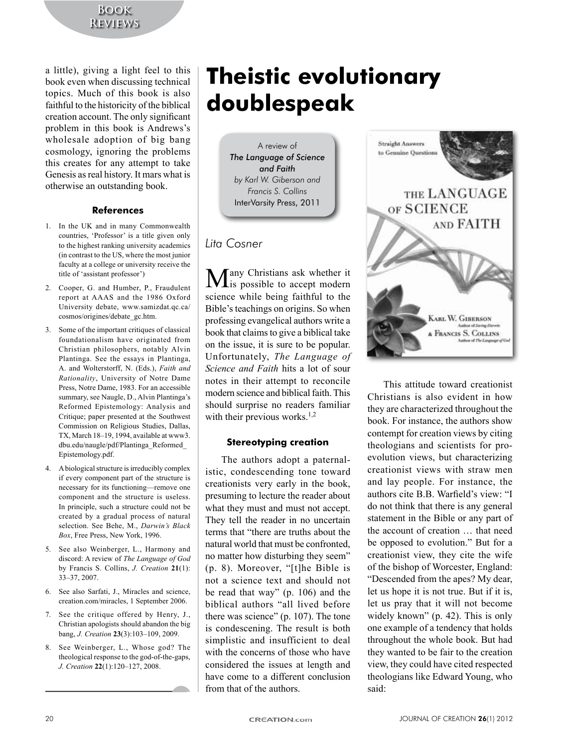a little), giving a light feel to this book even when discussing technical topics. Much of this book is also faithful to the historicity of the biblical creation account. The only significant problem in this book is Andrews's wholesale adoption of big bang cosmology, ignoring the problems this creates for any attempt to take Genesis as real history. It mars what is otherwise an outstanding book.

### References

1. In the UK and in many Commonwealth countries, 'Professor' is a title given only to the highest ranking university academics (in contrast to the US, where the most junior faculty at a college or university receive the title of 'assistant professor')
2. Cooper, G. and Humber, P., Fraudulent report at AAAS and the 1986 Oxford University debate, www.samizdat.qc.ca/cosmos/origines/debate_gc.htm.
3. Some of the important critiques of classical foundationalism have originated from Christian philosophers, notably Alvin Plantinga. See the essays in Plantinga, A. and Wolterstorff, N. (Eds.), *Faith and Rationality*, University of Notre Dame Press, Notre Dame, 1983. For an accessible summary, see Naugle, D., Alvin Plantinga's Reformed Epistemology: Analysis and Critique; paper presented at the Southwest Commission on Religious Studies, Dallas, TX, March 18–19, 1994, available at www3.dbu.edu/naugle/pdf/Plantinga_Reformed_Epistemology.pdf.
4. A biological structure is irreducibly complex if every component part of the structure is necessary for its functioning—remove one component and the structure is useless. In principle, such a structure could not be created by a gradual process of natural selection. See Behe, M., *Darwin's Black Box*, Free Press, New York, 1996.
5. See also Weinberger, L., Harmony and discord: A review of *The Language of God* by Francis S. Collins, *J. Creation* **21**(1): 33–37, 2007.
6. See also Sarfati, J., Miracles and science, creation.com/miracles, 1 September 2006.
7. See the critique offered by Henry, J., Christian apologists should abandon the big bang, *J. Creation* **23**(3):103–109, 2009.
8. See Weinberger, L., Whose god? The theological response to the god-of-the-gaps, *J. Creation* **22**(1):120–127, 2008.

# Theistic evolutionary doublespeak

A review of
*The Language of Science and Faith*
*by Karl W. Giberson and Francis S. Collins*
InterVarsity Press, 2011

*Lita Cosner*

Many Christians ask whether it is possible to accept modern science while being faithful to the Bible's teachings on origins. So when professing evangelical authors write a book that claims to give a biblical take on the issue, it is sure to be popular. Unfortunately, *The Language of Science and Faith* hits a lot of sour notes in their attempt to reconcile modern science and biblical faith. This should surprise no readers familiar with their previous works.[1,2]

### Stereotyping creation

The authors adopt a paternalistic, condescending tone toward creationists very early in the book, presuming to lecture the reader about what they must and must not accept. They tell the reader in no uncertain terms that "there are truths about the natural world that must be confronted, no matter how disturbing they seem" (p. 8). Moreover, "[t]he Bible is not a science text and should not be read that way" (p. 106) and the biblical authors "all lived before there was science" (p. 107). The tone is condescending. The result is both simplistic and insufficient to deal with the concerns of those who have considered the issues at length and have come to a different conclusion from that of the authors.

This attitude toward creationist Christians is also evident in how they are characterized throughout the book. For instance, the authors show contempt for creation views by citing theologians and scientists for pro-evolution views, but characterizing creationist views with straw men and lay people. For instance, the authors cite B.B. Warfield's view: "I do not think that there is any general statement in the Bible or any part of the account of creation … that need be opposed to evolution." But for a creationist view, they cite the wife of the bishop of Worcester, England: "Descended from the apes? My dear, let us hope it is not true. But if it is, let us pray that it will not become widely known" (p. 42). This is only one example of a tendency that holds throughout the whole book. But had they wanted to be fair to the creation view, they could have cited respected theologians like Edward Young, who said: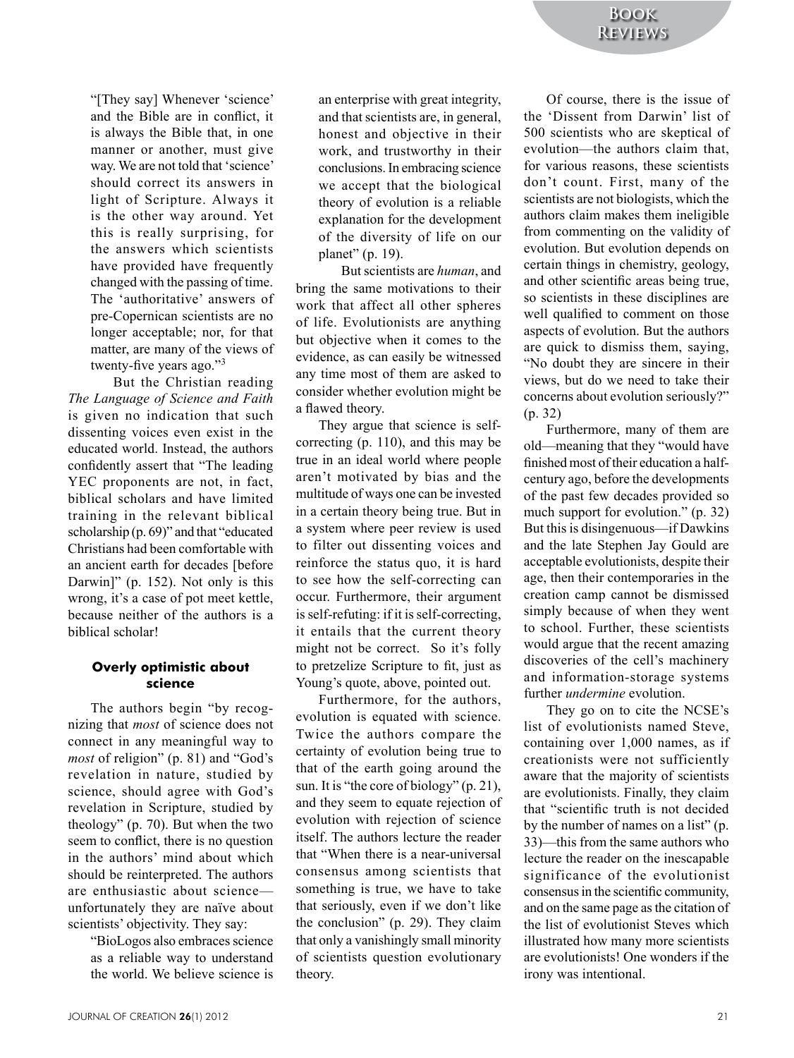"[They say] Whenever 'science' and the Bible are in conflict, it is always the Bible that, in one manner or another, must give way. We are not told that 'science' should correct its answers in light of Scripture. Always it is the other way around. Yet this is really surprising, for the answers which scientists have provided have frequently changed with the passing of time. The 'authoritative' answers of pre-Copernican scientists are no longer acceptable; nor, for that matter, are many of the views of twenty-five years ago."[3]

But the Christian reading *The Language of Science and Faith* is given no indication that such dissenting voices even exist in the educated world. Instead, the authors confidently assert that "The leading YEC proponents are not, in fact, biblical scholars and have limited training in the relevant biblical scholarship (p. 69)" and that "educated Christians had been comfortable with an ancient earth for decades [before Darwin]" (p. 152). Not only is this wrong, it's a case of pot meet kettle, because neither of the authors is a biblical scholar!

### Overly optimistic about science

The authors begin "by recognizing that *most* of science does not connect in any meaningful way to *most* of religion" (p. 81) and "God's revelation in nature, studied by science, should agree with God's revelation in Scripture, studied by theology" (p. 70). But when the two seem to conflict, there is no question in the authors' mind about which should be reinterpreted. The authors are enthusiastic about science—unfortunately they are naïve about scientists' objectivity. They say:

"BioLogos also embraces science as a reliable way to understand the world. We believe science is an enterprise with great integrity, and that scientists are, in general, honest and objective in their work, and trustworthy in their conclusions. In embracing science we accept that the biological theory of evolution is a reliable explanation for the development of the diversity of life on our planet" (p. 19).

But scientists are *human*, and bring the same motivations to their work that affect all other spheres of life. Evolutionists are anything but objective when it comes to the evidence, as can easily be witnessed any time most of them are asked to consider whether evolution might be a flawed theory.

They argue that science is self-correcting (p. 110), and this may be true in an ideal world where people aren't motivated by bias and the multitude of ways one can be invested in a certain theory being true. But in a system where peer review is used to filter out dissenting voices and reinforce the status quo, it is hard to see how the self-correcting can occur. Furthermore, their argument is self-refuting: if it is self-correcting, it entails that the current theory might not be correct. So it's folly to pretzelize Scripture to fit, just as Young's quote, above, pointed out.

Furthermore, for the authors, evolution is equated with science. Twice the authors compare the certainty of evolution being true to that of the earth going around the sun. It is "the core of biology" (p. 21), and they seem to equate rejection of evolution with rejection of science itself. The authors lecture the reader that "When there is a near-universal consensus among scientists that something is true, we have to take that seriously, even if we don't like the conclusion" (p. 29). They claim that only a vanishingly small minority of scientists question evolutionary theory.

Of course, there is the issue of the 'Dissent from Darwin' list of 500 scientists who are skeptical of evolution—the authors claim that, for various reasons, these scientists don't count. First, many of the scientists are not biologists, which the authors claim makes them ineligible from commenting on the validity of evolution. But evolution depends on certain things in chemistry, geology, and other scientific areas being true, so scientists in these disciplines are well qualified to comment on those aspects of evolution. But the authors are quick to dismiss them, saying, "No doubt they are sincere in their views, but do we need to take their concerns about evolution seriously?" (p. 32)

Furthermore, many of them are old—meaning that they "would have finished most of their education a half-century ago, before the developments of the past few decades provided so much support for evolution." (p. 32) But this is disingenuous—if Dawkins and the late Stephen Jay Gould are acceptable evolutionists, despite their age, then their contemporaries in the creation camp cannot be dismissed simply because of when they went to school. Further, these scientists would argue that the recent amazing discoveries of the cell's machinery and information-storage systems further *undermine* evolution.

They go on to cite the NCSE's list of evolutionists named Steve, containing over 1,000 names, as if creationists were not sufficiently aware that the majority of scientists are evolutionists. Finally, they claim that "scientific truth is not decided by the number of names on a list" (p. 33)—this from the same authors who lecture the reader on the inescapable significance of the evolutionist consensus in the scientific community, and on the same page as the citation of the list of evolutionist Steves which illustrated how many more scientists are evolutionists! One wonders if the irony was intentional.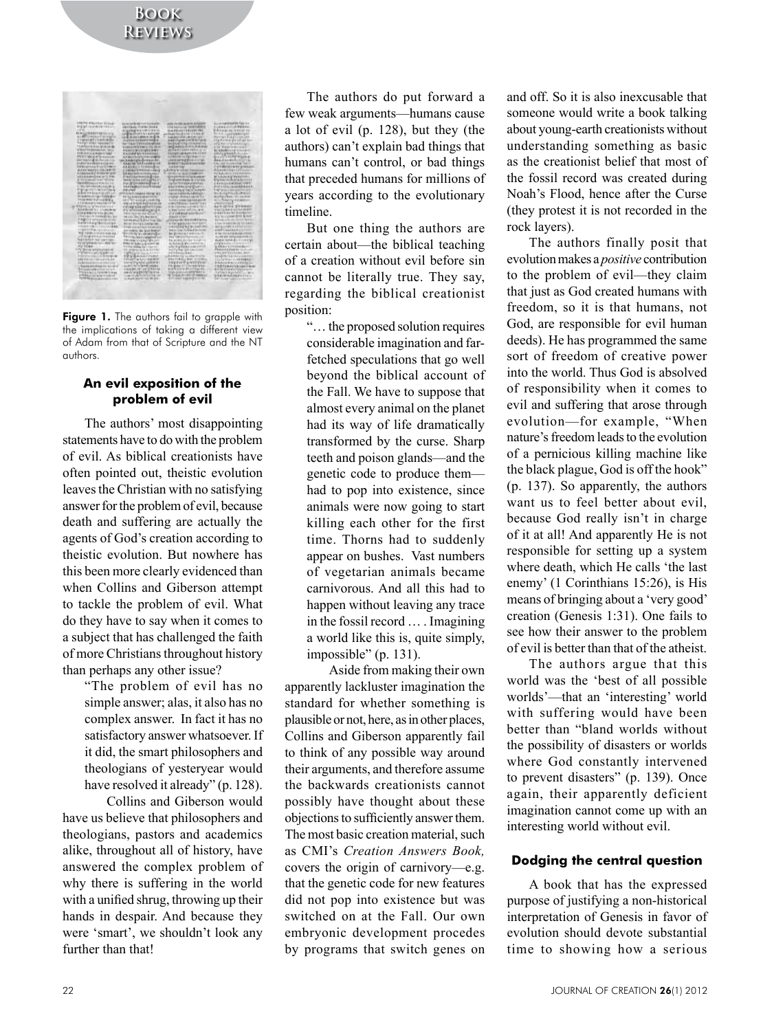**Figure 1.** The authors fail to grapple with the implications of taking a different view of Adam from that of Scripture and the NT authors.

### An evil exposition of the problem of evil

The authors' most disappointing statements have to do with the problem of evil. As biblical creationists have often pointed out, theistic evolution leaves the Christian with no satisfying answer for the problem of evil, because death and suffering are actually the agents of God's creation according to theistic evolution. But nowhere has this been more clearly evidenced than when Collins and Giberson attempt to tackle the problem of evil. What do they have to say when it comes to a subject that has challenged the faith of more Christians throughout history than perhaps any other issue?

> "The problem of evil has no simple answer; alas, it also has no complex answer. In fact it has no satisfactory answer whatsoever. If it did, the smart philosophers and theologians of yesteryear would have resolved it already" (p. 128).

Collins and Giberson would have us believe that philosophers and theologians, pastors and academics alike, throughout all of history, have answered the complex problem of why there is suffering in the world with a unified shrug, throwing up their hands in despair. And because they were 'smart', we shouldn't look any further than that!

The authors do put forward a few weak arguments—humans cause a lot of evil (p. 128), but they (the authors) can't explain bad things that humans can't control, or bad things that preceded humans for millions of years according to the evolutionary timeline.

But one thing the authors are certain about—the biblical teaching of a creation without evil before sin cannot be literally true. They say, regarding the biblical creationist position:

> "… the proposed solution requires considerable imagination and far-fetched speculations that go well beyond the biblical account of the Fall. We have to suppose that almost every animal on the planet had its way of life dramatically transformed by the curse. Sharp teeth and poison glands—and the genetic code to produce them—had to pop into existence, since animals were now going to start killing each other for the first time. Thorns had to suddenly appear on bushes. Vast numbers of vegetarian animals became carnivorous. And all this had to happen without leaving any trace in the fossil record … . Imagining a world like this is, quite simply, impossible" (p. 131).

Aside from making their own apparently lackluster imagination the standard for whether something is plausible or not, here, as in other places, Collins and Giberson apparently fail to think of any possible way around their arguments, and therefore assume the backwards creationists cannot possibly have thought about these objections to sufficiently answer them. The most basic creation material, such as CMI's *Creation Answers Book,* covers the origin of carnivory—e.g. that the genetic code for new features did not pop into existence but was switched on at the Fall. Our own embryonic development procedes by programs that switch genes on and off. So it is also inexcusable that someone would write a book talking about young-earth creationists without understanding something as basic as the creationist belief that most of the fossil record was created during Noah's Flood, hence after the Curse (they protest it is not recorded in the rock layers).

The authors finally posit that evolution makes a *positive* contribution to the problem of evil—they claim that just as God created humans with freedom, so it is that humans, not God, are responsible for evil human deeds). He has programmed the same sort of freedom of creative power into the world. Thus God is absolved of responsibility when it comes to evil and suffering that arose through evolution—for example, "When nature's freedom leads to the evolution of a pernicious killing machine like the black plague, God is off the hook" (p. 137). So apparently, the authors want us to feel better about evil, because God really isn't in charge of it at all! And apparently He is not responsible for setting up a system where death, which He calls 'the last enemy' (1 Corinthians 15:26), is His means of bringing about a 'very good' creation (Genesis 1:31). One fails to see how their answer to the problem of evil is better than that of the atheist.

The authors argue that this world was the 'best of all possible worlds'—that an 'interesting' world with suffering would have been better than "bland worlds without the possibility of disasters or worlds where God constantly intervened to prevent disasters" (p. 139). Once again, their apparently deficient imagination cannot come up with an interesting world without evil.

### Dodging the central question

A book that has the expressed purpose of justifying a non-historical interpretation of Genesis in favor of evolution should devote substantial time to showing how a serious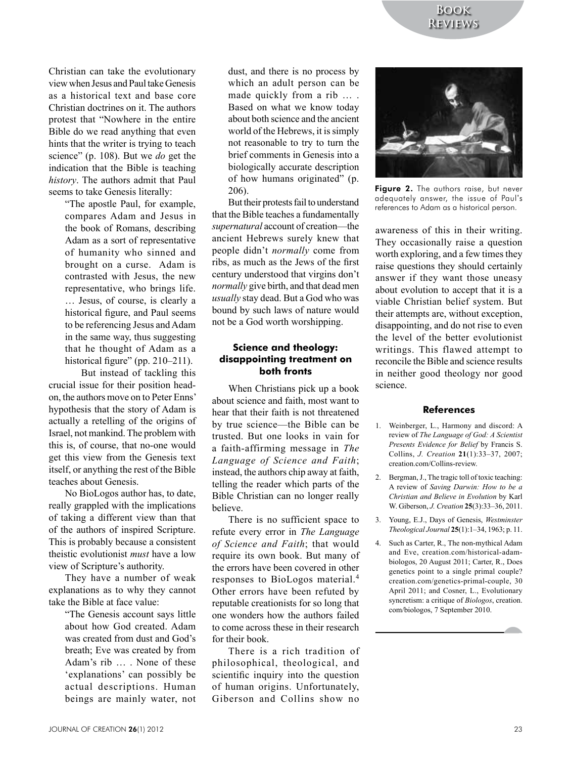Christian can take the evolutionary view when Jesus and Paul take Genesis as a historical text and base core Christian doctrines on it. The authors protest that "Nowhere in the entire Bible do we read anything that even hints that the writer is trying to teach science" (p. 108). But we *do* get the indication that the Bible is teaching *history*. The authors admit that Paul seems to take Genesis literally:

> "The apostle Paul, for example, compares Adam and Jesus in the book of Romans, describing Adam as a sort of representative of humanity who sinned and brought on a curse. Adam is contrasted with Jesus, the new representative, who brings life. … Jesus, of course, is clearly a historical figure, and Paul seems to be referencing Jesus and Adam in the same way, thus suggesting that he thought of Adam as a historical figure" (pp. 210–211).

But instead of tackling this crucial issue for their position head-on, the authors move on to Peter Enns' hypothesis that the story of Adam is actually a retelling of the origins of Israel, not mankind. The problem with this is, of course, that no-one would get this view from the Genesis text itself, or anything the rest of the Bible teaches about Genesis.

No BioLogos author has, to date, really grappled with the implications of taking a different view than that of the authors of inspired Scripture. This is probably because a consistent theistic evolutionist *must* have a low view of Scripture's authority.

They have a number of weak explanations as to why they cannot take the Bible at face value:

> "The Genesis account says little about how God created. Adam was created from dust and God's breath; Eve was created by from Adam's rib … . None of these 'explanations' can possibly be actual descriptions. Human beings are mainly water, not dust, and there is no process by which an adult person can be made quickly from a rib … . Based on what we know today about both science and the ancient world of the Hebrews, it is simply not reasonable to try to turn the brief comments in Genesis into a biologically accurate description of how humans originated" (p. 206).

But their protests fail to understand that the Bible teaches a fundamentally *supernatural* account of creation—the ancient Hebrews surely knew that people didn't *normally* come from ribs, as much as the Jews of the first century understood that virgins don't *normally* give birth, and that dead men *usually* stay dead. But a God who was bound by such laws of nature would not be a God worth worshipping.

### Science and theology: disappointing treatment on both fronts

When Christians pick up a book about science and faith, most want to hear that their faith is not threatened by true science—the Bible can be trusted. But one looks in vain for a faith-affirming message in *The Language of Science and Faith*; instead, the authors chip away at faith, telling the reader which parts of the Bible Christian can no longer really believe.

There is no sufficient space to refute every error in *The Language of Science and Faith*; that would require its own book. But many of the errors have been covered in other responses to BioLogos material.[4] Other errors have been refuted by reputable creationists for so long that one wonders how the authors failed to come across these in their research for their book.

There is a rich tradition of philosophical, theological, and scientific inquiry into the question of human origins. Unfortunately, Giberson and Collins show no awareness of this in their writing. They occasionally raise a question worth exploring, and a few times they raise questions they should certainly answer if they want those uneasy about evolution to accept that it is a viable Christian belief system. But their attempts are, without exception, disappointing, and do not rise to even the level of the better evolutionist writings. This flawed attempt to reconcile the Bible and science results in neither good theology nor good science.

**Figure 2.** The authors raise, but never adequately answer, the issue of Paul's references to Adam as a historical person.

### References

1. Weinberger, L., Harmony and discord: A review of *The Language of God: A Scientist Presents Evidence for Belief* by Francis S. Collins, *J. Creation* **21**(1):33–37, 2007; creation.com/Collins-review.
2. Bergman, J., The tragic toll of toxic teaching: A review of *Saving Darwin: How to be a Christian and Believe in Evolution* by Karl W. Giberson, *J. Creation* **25**(3):33–36, 2011.
3. Young, E.J., Days of Genesis, *Westminster Theological Journal* **25**(1):1–34, 1963; p. 11.
4. Such as Carter, R., The non-mythical Adam and Eve, creation.com/historical-adam-biologos, 20 August 2011; Carter, R., Does genetics point to a single primal couple? creation.com/genetics-primal-couple, 30 April 2011; and Cosner, L., Evolutionary syncretism: a critique of *Biologos*, creation.com/biologos, 7 September 2010.